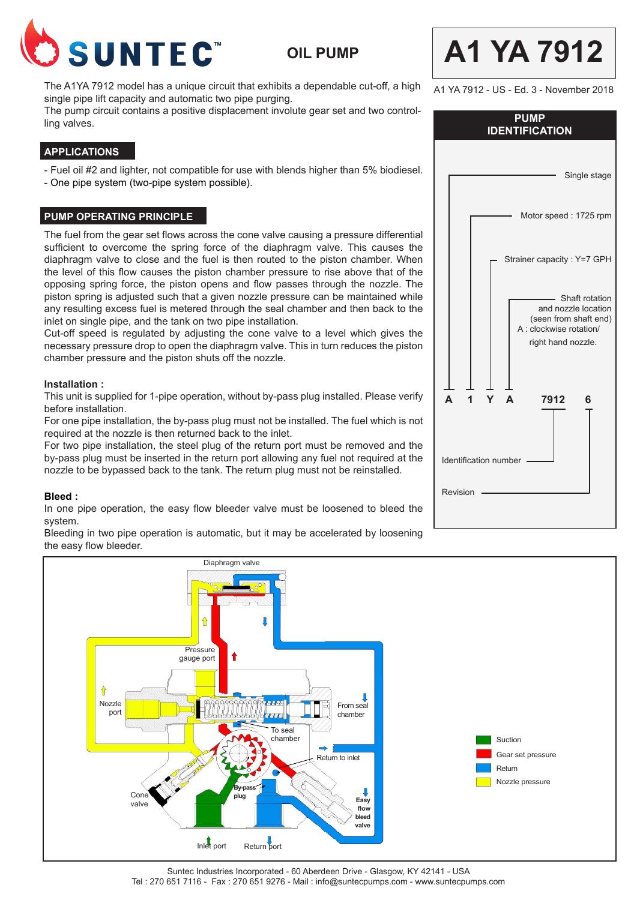# SUNTEC

## OIL PUMP

# A1 YA 7912

A1 YA 7912 - US - Ed. 3 - November 2018

The A1YA 7912 model has a unique circuit that exhibits a dependable cut-off, a high single pipe lift capacity and automatic two pipe purging.
The pump circuit contains a positive displacement involute gear set and two controlling valves.

## APPLICATIONS

- Fuel oil #2 and lighter, not compatible for use with blends higher than 5% biodiesel.
- One pipe system (two-pipe system possible).

## PUMP OPERATING PRINCIPLE

The fuel from the gear set flows across the cone valve causing a pressure differential sufficient to overcome the spring force of the diaphragm valve. This causes the diaphragm valve to close and the fuel is then routed to the piston chamber. When the level of this flow causes the piston chamber pressure to rise above that of the opposing spring force, the piston opens and flow passes through the nozzle. The piston spring is adjusted such that a given nozzle pressure can be maintained while any resulting excess fuel is metered through the seal chamber and then back to the inlet on single pipe, and the tank on two pipe installation.
Cut-off speed is regulated by adjusting the cone valve to a level which gives the necessary pressure drop to open the diaphragm valve. This in turn reduces the piston chamber pressure and the piston shuts off the nozzle.

**Installation :**
This unit is supplied for 1-pipe operation, without by-pass plug installed. Please verify before installation.
For one pipe installation, the by-pass plug must not be installed. The fuel which is not required at the nozzle is then returned back to the inlet.
For two pipe installation, the steel plug of the return port must be removed and the by-pass plug must be inserted in the return port allowing any fuel not required at the nozzle to be bypassed back to the tank. The return plug must not be reinstalled.

**Bleed :**
In one pipe operation, the easy flow bleeder valve must be loosened to bleed the system.
Bleeding in two pipe operation is automatic, but it may be accelerated by loosening the easy flow bleeder.

## PUMP IDENTIFICATION

**A 1 Y A 7912 6**

- A : Single stage
- 1 : Motor speed : 1725 rpm
- Y : Strainer capacity : Y=7 GPH
- A : Shaft rotation and nozzle location (seen from shaft end) A : clockwise rotation/ right hand nozzle.
- 7912 : Identification number
- 6 : Revision

Diaphragm valve, Pressure gauge port, Nozzle port, From seal chamber, To seal chamber, Return to inlet, By-pass plug, Cone valve, Easy flow bleed valve, Inlet port, Return port

- Suction
- Gear set pressure
- Return
- Nozzle pressure

Suntec Industries Incorporated - 60 Aberdeen Drive - Glasgow, KY 42141 - USA
Tel : 270 651 7116 - Fax : 270 651 9276 - Mail : info@suntecpumps.com - www.suntecpumps.com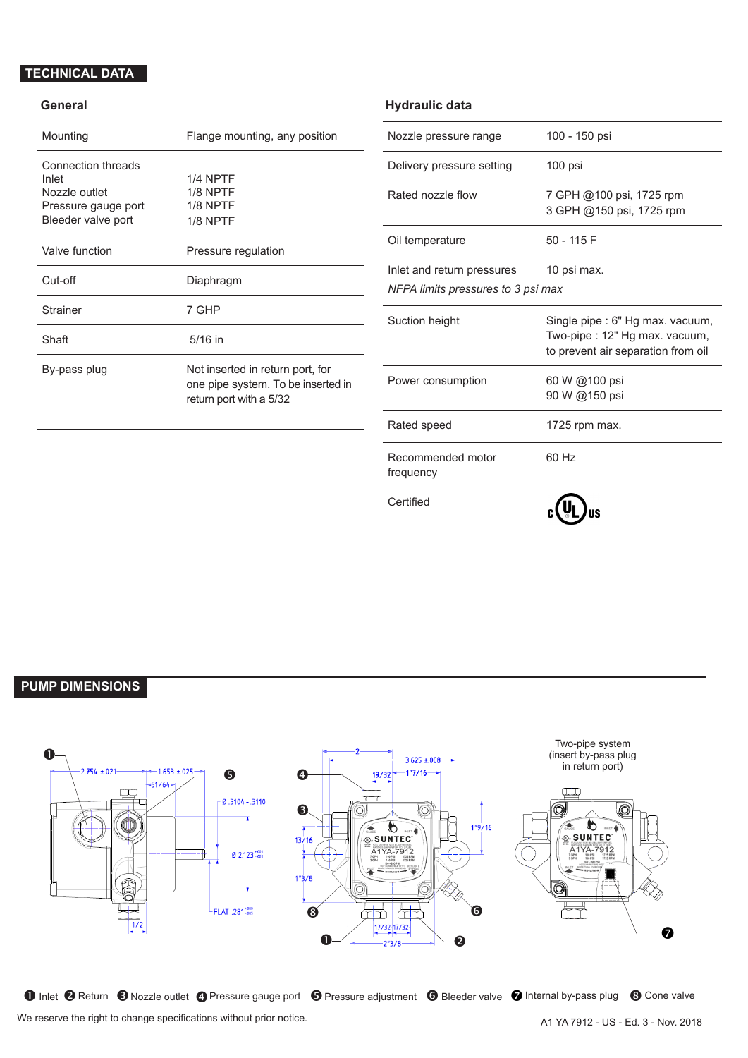## TECHNICAL DATA

### General

| | |
|---|---|
| Mounting | Flange mounting, any position |
| Connection threads<br>Inlet<br>Nozzle outlet<br>Pressure gauge port<br>Bleeder valve port | <br>1/4 NPTF<br>1/8 NPTF<br>1/8 NPTF<br>1/8 NPTF |
| Valve function | Pressure regulation |
| Cut-off | Diaphragm |
| Strainer | 7 GHP |
| Shaft | 5/16 in |
| By-pass plug | Not inserted in return port, for one pipe system. To be inserted in return port with a 5/32 |

### Hydraulic data

| | |
|---|---|
| Nozzle pressure range | 100 - 150 psi |
| Delivery pressure setting | 100 psi |
| Rated nozzle flow | 7 GPH @100 psi, 1725 rpm<br>3 GPH @150 psi, 1725 rpm |
| Oil temperature | 50 - 115 F |
| Inlet and return pressures<br>*NFPA limits pressures to 3 psi max* | 10 psi max. |
| Suction height | Single pipe : 6" Hg max. vacuum,<br>Two-pipe : 12" Hg max. vacuum,<br>to prevent air separation from oil |
| Power consumption | 60 W @100 psi<br>90 W @150 psi |
| Rated speed | 1725 rpm max. |
| Recommended motor frequency | 60 Hz |
| Certified | c UL us |

## PUMP DIMENSIONS

2.754 ±.021
1.653 ±.025
51/64
Ø .3104 - .3110
Ø 2.123
FLAT .281
1/2

2
3.625 ±.008
19/32
1"7/16
13/16
1"9/16
1"3/8
17/32
17/32
2"3/8

Two-pipe system
(insert by-pass plug
in return port)

❶ Inlet ❷ Return ❸ Nozzle outlet ❹ Pressure gauge port ❺ Pressure adjustment ❻ Bleeder valve ❼ Internal by-pass plug ❽ Cone valve

We reserve the right to change specifications without prior notice.

A1 YA 7912 - US - Ed. 3 - Nov. 2018